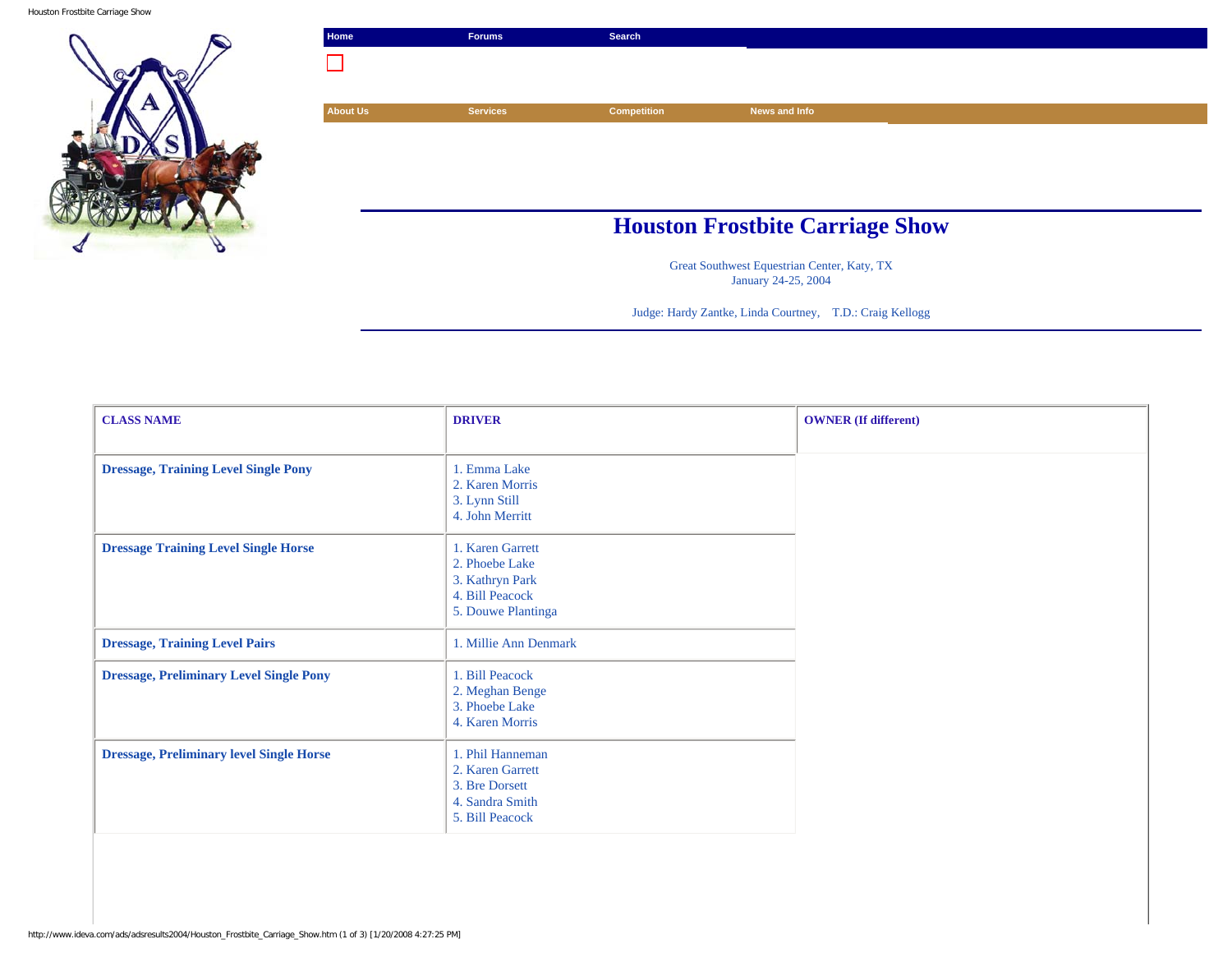Home | Forums | Search

About Us | Services | Competition | News and Info

# Houston Frostbite Carriage Show

Great Southwest Equestrian Center, Katy, TX
January 24-25, 2004

Judge: Hardy Zantke, Linda Courtney, T.D.: Craig Kellogg

| CLASS NAME | DRIVER | OWNER (If different) |
|---|---|---|
| **Dressage, Training Level Single Pony** | 1. Emma Lake<br>2. Karen Morris<br>3. Lynn Still<br>4. John Merritt | |
| **Dressage Training Level Single Horse** | 1. Karen Garrett<br>2. Phoebe Lake<br>3. Kathryn Park<br>4. Bill Peacock<br>5. Douwe Plantinga | |
| **Dressage, Training Level Pairs** | 1. Millie Ann Denmark | |
| **Dressage, Preliminary Level Single Pony** | 1. Bill Peacock<br>2. Meghan Benge<br>3. Phoebe Lake<br>4. Karen Morris | |
| **Dressage, Preliminary level Single Horse** | 1. Phil Hanneman<br>2. Karen Garrett<br>3. Bre Dorsett<br>4. Sandra Smith<br>5. Bill Peacock | |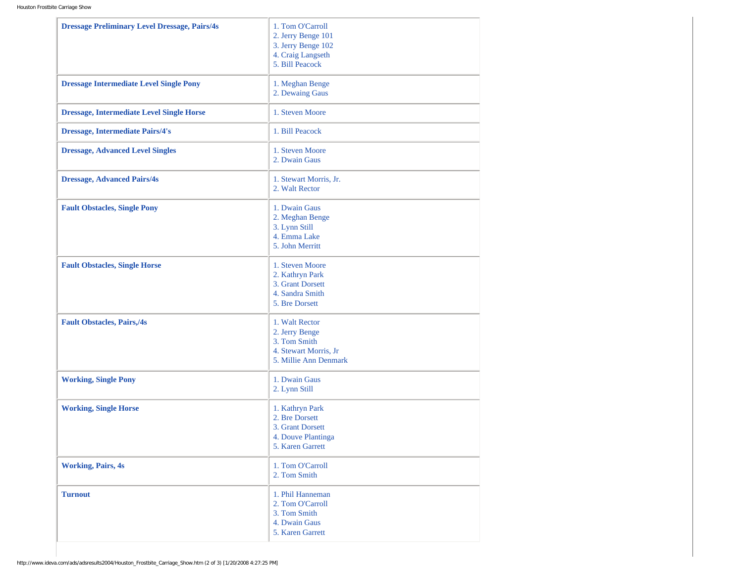| | |
|---|---|
| **Dressage Preliminary Level Dressage, Pairs/4s** | 1. Tom O'Carroll<br>2. Jerry Benge 101<br>3. Jerry Benge 102<br>4. Craig Langseth<br>5. Bill Peacock |
| **Dressage Intermediate Level Single Pony** | 1. Meghan Benge<br>2. Dewaing Gaus |
| **Dressage, Intermediate Level Single Horse** | 1. Steven Moore |
| **Dressage, Intermediate Pairs/4's** | 1. Bill Peacock |
| **Dressage, Advanced Level Singles** | 1. Steven Moore<br>2. Dwain Gaus |
| **Dressage, Advanced Pairs/4s** | 1. Stewart Morris, Jr.<br>2. Walt Rector |
| **Fault Obstacles, Single Pony** | 1. Dwain Gaus<br>2. Meghan Benge<br>3. Lynn Still<br>4. Emma Lake<br>5. John Merritt |
| **Fault Obstacles, Single Horse** | 1. Steven Moore<br>2. Kathryn Park<br>3. Grant Dorsett<br>4. Sandra Smith<br>5. Bre Dorsett |
| **Fault Obstacles, Pairs,/4s** | 1. Walt Rector<br>2. Jerry Benge<br>3. Tom Smith<br>4. Stewart Morris, Jr<br>5. Millie Ann Denmark |
| **Working, Single Pony** | 1. Dwain Gaus<br>2. Lynn Still |
| **Working, Single Horse** | 1. Kathryn Park<br>2. Bre Dorsett<br>3. Grant Dorsett<br>4. Douve Plantinga<br>5. Karen Garrett |
| **Working, Pairs, 4s** | 1. Tom O'Carroll<br>2. Tom Smith |
| **Turnout** | 1. Phil Hanneman<br>2. Tom O'Carroll<br>3. Tom Smith<br>4. Dwain Gaus<br>5. Karen Garrett |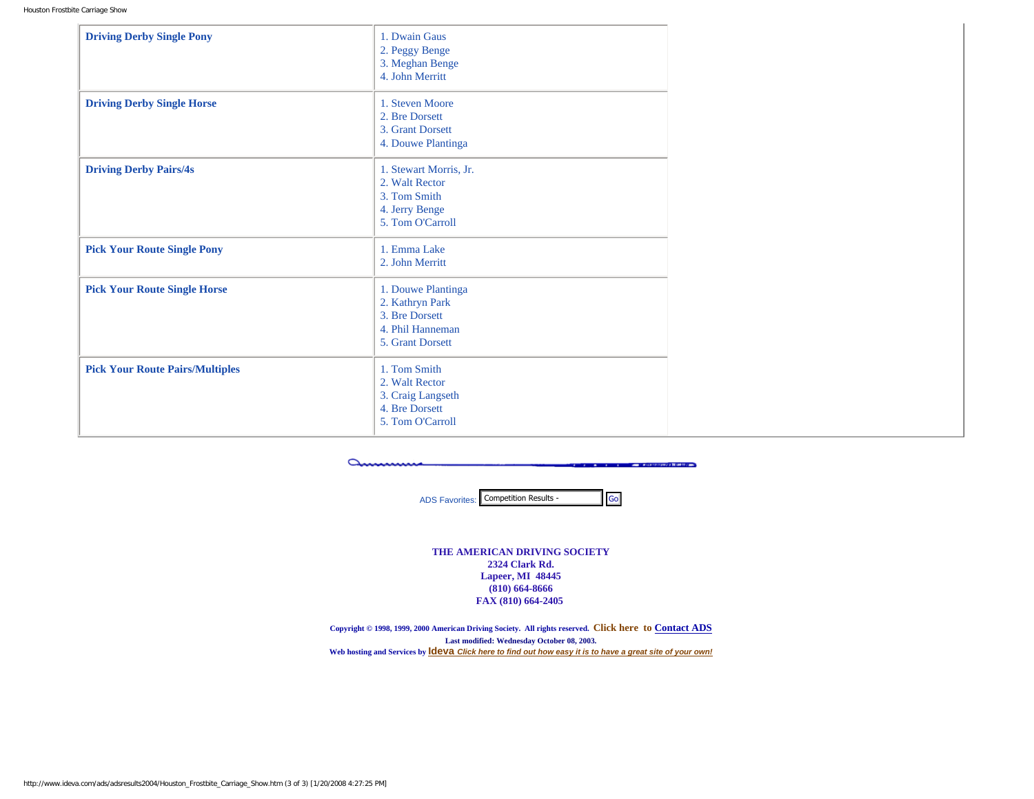| | |
|---|---|
| **Driving Derby Single Pony** | 1. Dwain Gaus<br>2. Peggy Benge<br>3. Meghan Benge<br>4. John Merritt |
| **Driving Derby Single Horse** | 1. Steven Moore<br>2. Bre Dorsett<br>3. Grant Dorsett<br>4. Douwe Plantinga |
| **Driving Derby Pairs/4s** | 1. Stewart Morris, Jr.<br>2. Walt Rector<br>3. Tom Smith<br>4. Jerry Benge<br>5. Tom O'Carroll |
| **Pick Your Route Single Pony** | 1. Emma Lake<br>2. John Merritt |
| **Pick Your Route Single Horse** | 1. Douwe Plantinga<br>2. Kathryn Park<br>3. Bre Dorsett<br>4. Phil Hanneman<br>5. Grant Dorsett |
| **Pick Your Route Pairs/Multiples** | 1. Tom Smith<br>2. Walt Rector<br>3. Craig Langseth<br>4. Bre Dorsett<br>5. Tom O'Carroll |

ADS Favorites: Competition Results - Go

**THE AMERICAN DRIVING SOCIETY**
**2324 Clark Rd.**
**Lapeer, MI 48445**
**(810) 664-8666**
**FAX (810) 664-2405**

**Copyright © 1998, 1999, 2000 American Driving Society. All rights reserved.** **Click here to Contact ADS**
**Last modified: Wednesday October 08, 2003.**
**Web hosting and Services by Ideva** ***Click here to find out how easy it is to have a great site of your own!***